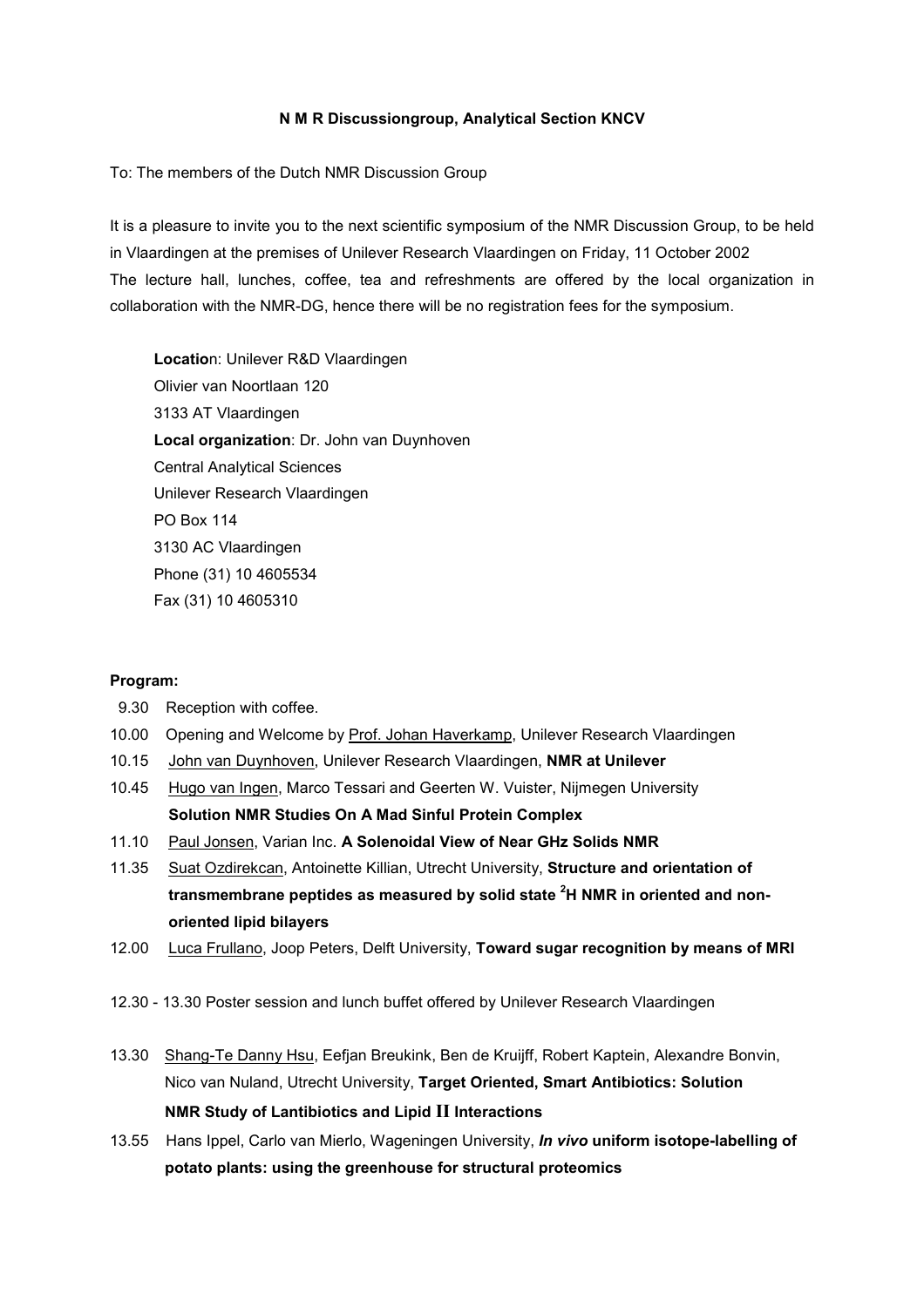**N M R Discussiongroup, Analytical Section KNCV**

To: The members of the Dutch NMR Discussion Group

It is a pleasure to invite you to the next scientific symposium of the NMR Discussion Group, to be held in Vlaardingen at the premises of Unilever Research Vlaardingen on Friday, 11 October 2002
The lecture hall, lunches, coffee, tea and refreshments are offered by the local organization in collaboration with the NMR-DG, hence there will be no registration fees for the symposium.

**Locatio**n: Unilever R&D Vlaardingen
Olivier van Noortlaan 120
3133 AT Vlaardingen
**Local organization**: Dr. John van Duynhoven
Central Analytical Sciences
Unilever Research Vlaardingen
PO Box 114
3130 AC Vlaardingen
Phone (31) 10 4605534
Fax (31) 10 4605310

**Program:**

9.30 Reception with coffee.

10.00 Opening and Welcome by Prof. Johan Haverkamp, Unilever Research Vlaardingen

10.15 John van Duynhoven, Unilever Research Vlaardingen, **NMR at Unilever**

10.45 Hugo van Ingen, Marco Tessari and Geerten W. Vuister, Nijmegen University **Solution NMR Studies On A Mad Sinful Protein Complex**

11.10 Paul Jonsen, Varian Inc. **A Solenoidal View of Near GHz Solids NMR**

11.35 Suat Ozdirekcan, Antoinette Killian, Utrecht University, **Structure and orientation of transmembrane peptides as measured by solid state $^{2}$H NMR in oriented and non-oriented lipid bilayers**

12.00 Luca Frullano, Joop Peters, Delft University, **Toward sugar recognition by means of MRI**

12.30 - 13.30 Poster session and lunch buffet offered by Unilever Research Vlaardingen

13.30 Shang-Te Danny Hsu, Eefjan Breukink, Ben de Kruijff, Robert Kaptein, Alexandre Bonvin, Nico van Nuland, Utrecht University, **Target Oriented, Smart Antibiotics: Solution NMR Study of Lantibiotics and Lipid II Interactions**

13.55 Hans Ippel, Carlo van Mierlo, Wageningen University, ***In vivo* uniform isotope-labelling of potato plants: using the greenhouse for structural proteomics**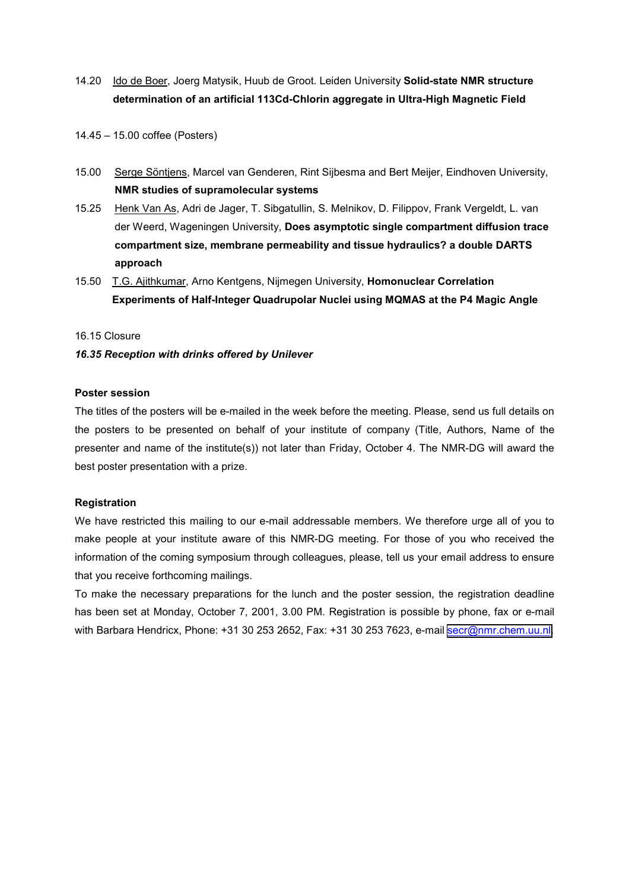14.20 Ido de Boer, Joerg Matysik, Huub de Groot. Leiden University **Solid-state NMR structure determination of an artificial 113Cd-Chlorin aggregate in Ultra-High Magnetic Field**

14.45 – 15.00 coffee (Posters)

15.00 Serge Söntjens, Marcel van Genderen, Rint Sijbesma and Bert Meijer, Eindhoven University, **NMR studies of supramolecular systems**

15.25 Henk Van As, Adri de Jager, T. Sibgatullin, S. Melnikov, D. Filippov, Frank Vergeldt, L. van der Weerd, Wageningen University, **Does asymptotic single compartment diffusion trace compartment size, membrane permeability and tissue hydraulics? a double DARTS approach**

15.50 T.G. Ajithkumar, Arno Kentgens, Nijmegen University, **Homonuclear Correlation Experiments of Half-Integer Quadrupolar Nuclei using MQMAS at the P4 Magic Angle**

16.15 Closure

***16.35 Reception with drinks offered by Unilever***

**Poster session**

The titles of the posters will be e-mailed in the week before the meeting. Please, send us full details on the posters to be presented on behalf of your institute of company (Title, Authors, Name of the presenter and name of the institute(s)) not later than Friday, October 4. The NMR-DG will award the best poster presentation with a prize.

**Registration**

We have restricted this mailing to our e-mail addressable members. We therefore urge all of you to make people at your institute aware of this NMR-DG meeting. For those of you who received the information of the coming symposium through colleagues, please, tell us your email address to ensure that you receive forthcoming mailings.

To make the necessary preparations for the lunch and the poster session, the registration deadline has been set at Monday, October 7, 2001, 3.00 PM. Registration is possible by phone, fax or e-mail with Barbara Hendricx, Phone: +31 30 253 2652, Fax: +31 30 253 7623, e-mail secr@nmr.chem.uu.nl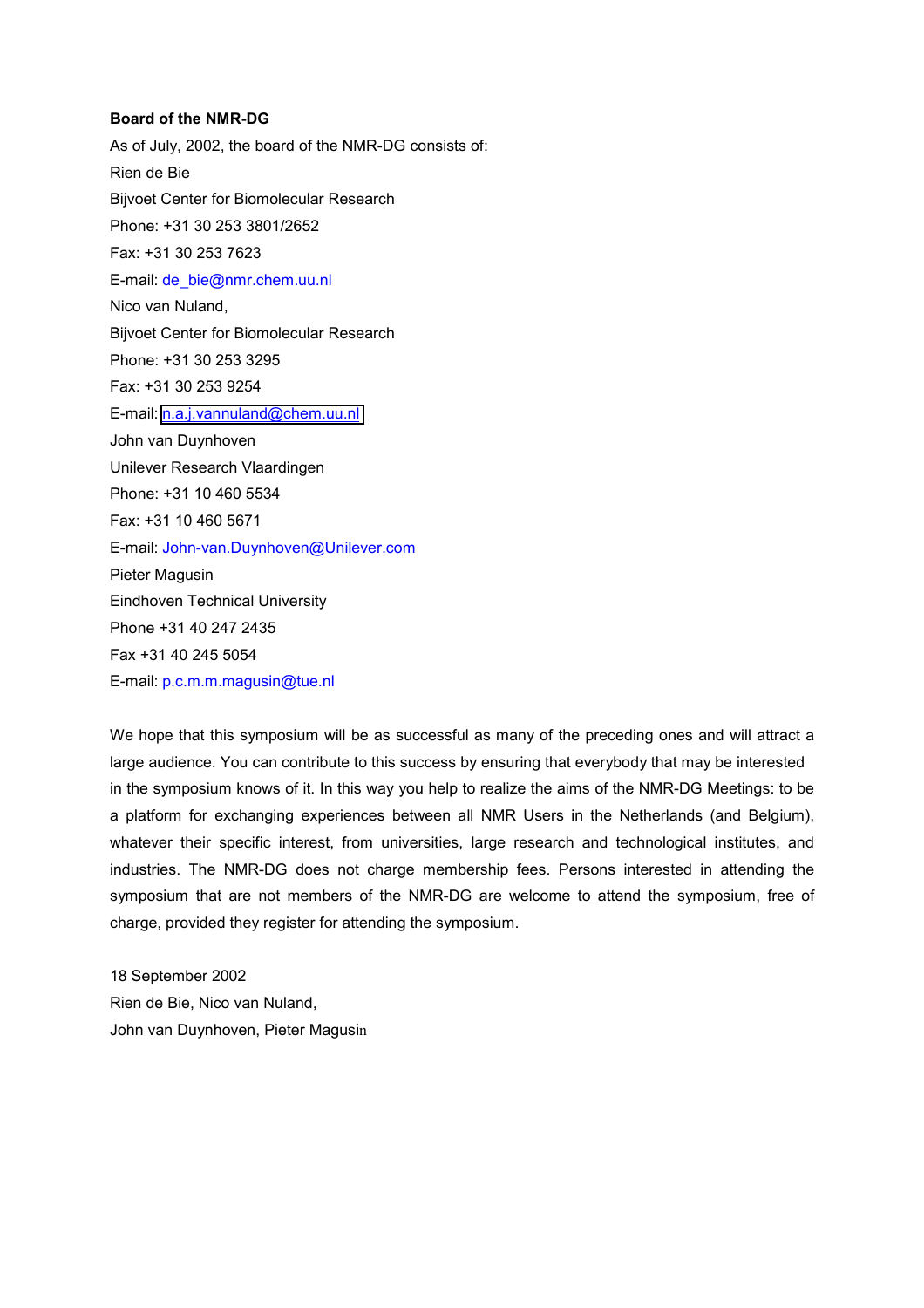**Board of the NMR-DG**

As of July, 2002, the board of the NMR-DG consists of:

Rien de Bie
Bijvoet Center for Biomolecular Research
Phone: +31 30 253 3801/2652
Fax: +31 30 253 7623
E-mail: de_bie@nmr.chem.uu.nl

Nico van Nuland,
Bijvoet Center for Biomolecular Research
Phone: +31 30 253 3295
Fax: +31 30 253 9254
E-mail: n.a.j.vannuland@chem.uu.nl

John van Duynhoven
Unilever Research Vlaardingen
Phone: +31 10 460 5534
Fax: +31 10 460 5671
E-mail: John-van.Duynhoven@Unilever.com

Pieter Magusin
Eindhoven Technical University
Phone +31 40 247 2435
Fax +31 40 245 5054
E-mail: p.c.m.m.magusin@tue.nl

We hope that this symposium will be as successful as many of the preceding ones and will attract a large audience. You can contribute to this success by ensuring that everybody that may be interested in the symposium knows of it. In this way you help to realize the aims of the NMR-DG Meetings: to be a platform for exchanging experiences between all NMR Users in the Netherlands (and Belgium), whatever their specific interest, from universities, large research and technological institutes, and industries. The NMR-DG does not charge membership fees. Persons interested in attending the symposium that are not members of the NMR-DG are welcome to attend the symposium, free of charge, provided they register for attending the symposium.

18 September 2002
Rien de Bie, Nico van Nuland,
John van Duynhoven, Pieter Magusin